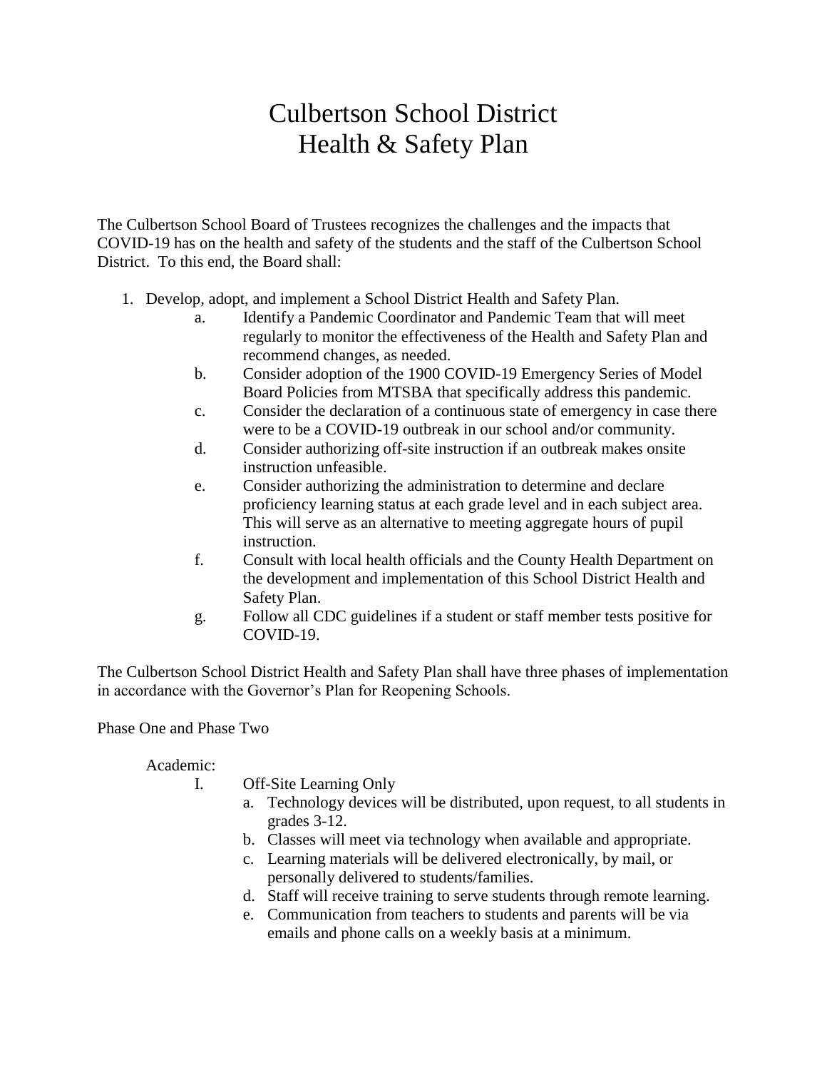# Culbertson School District
# Health & Safety Plan

The Culbertson School Board of Trustees recognizes the challenges and the impacts that COVID-19 has on the health and safety of the students and the staff of the Culbertson School District. To this end, the Board shall:

1. Develop, adopt, and implement a School District Health and Safety Plan.
   a. Identify a Pandemic Coordinator and Pandemic Team that will meet regularly to monitor the effectiveness of the Health and Safety Plan and recommend changes, as needed.
   b. Consider adoption of the 1900 COVID-19 Emergency Series of Model Board Policies from MTSBA that specifically address this pandemic.
   c. Consider the declaration of a continuous state of emergency in case there were to be a COVID-19 outbreak in our school and/or community.
   d. Consider authorizing off-site instruction if an outbreak makes onsite instruction unfeasible.
   e. Consider authorizing the administration to determine and declare proficiency learning status at each grade level and in each subject area. This will serve as an alternative to meeting aggregate hours of pupil instruction.
   f. Consult with local health officials and the County Health Department on the development and implementation of this School District Health and Safety Plan.
   g. Follow all CDC guidelines if a student or staff member tests positive for COVID-19.

The Culbertson School District Health and Safety Plan shall have three phases of implementation in accordance with the Governor's Plan for Reopening Schools.

Phase One and Phase Two

Academic:

I. Off-Site Learning Only
   a. Technology devices will be distributed, upon request, to all students in grades 3-12.
   b. Classes will meet via technology when available and appropriate.
   c. Learning materials will be delivered electronically, by mail, or personally delivered to students/families.
   d. Staff will receive training to serve students through remote learning.
   e. Communication from teachers to students and parents will be via emails and phone calls on a weekly basis at a minimum.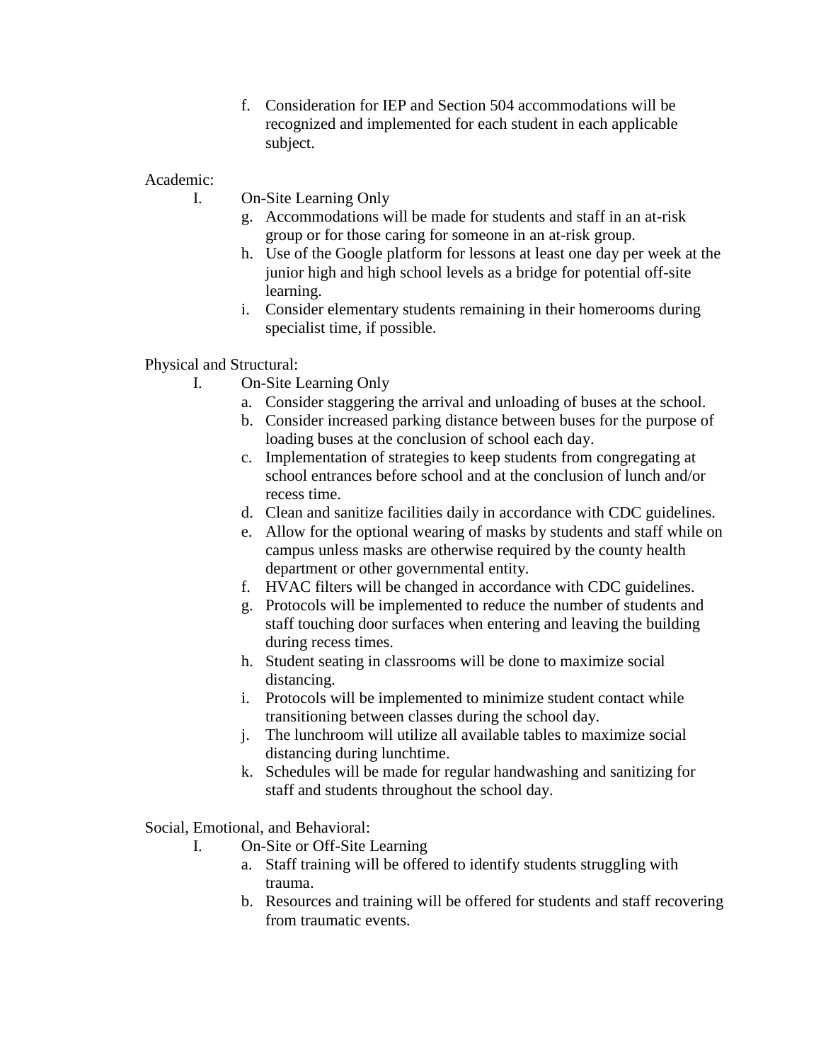f. Consideration for IEP and Section 504 accommodations will be recognized and implemented for each student in each applicable subject.

Academic:

I. On-Site Learning Only

g. Accommodations will be made for students and staff in an at-risk group or for those caring for someone in an at-risk group.

h. Use of the Google platform for lessons at least one day per week at the junior high and high school levels as a bridge for potential off-site learning.

i. Consider elementary students remaining in their homerooms during specialist time, if possible.

Physical and Structural:

I. On-Site Learning Only

a. Consider staggering the arrival and unloading of buses at the school.

b. Consider increased parking distance between buses for the purpose of loading buses at the conclusion of school each day.

c. Implementation of strategies to keep students from congregating at school entrances before school and at the conclusion of lunch and/or recess time.

d. Clean and sanitize facilities daily in accordance with CDC guidelines.

e. Allow for the optional wearing of masks by students and staff while on campus unless masks are otherwise required by the county health department or other governmental entity.

f. HVAC filters will be changed in accordance with CDC guidelines.

g. Protocols will be implemented to reduce the number of students and staff touching door surfaces when entering and leaving the building during recess times.

h. Student seating in classrooms will be done to maximize social distancing.

i. Protocols will be implemented to minimize student contact while transitioning between classes during the school day.

j. The lunchroom will utilize all available tables to maximize social distancing during lunchtime.

k. Schedules will be made for regular handwashing and sanitizing for staff and students throughout the school day.

Social, Emotional, and Behavioral:

I. On-Site or Off-Site Learning

a. Staff training will be offered to identify students struggling with trauma.

b. Resources and training will be offered for students and staff recovering from traumatic events.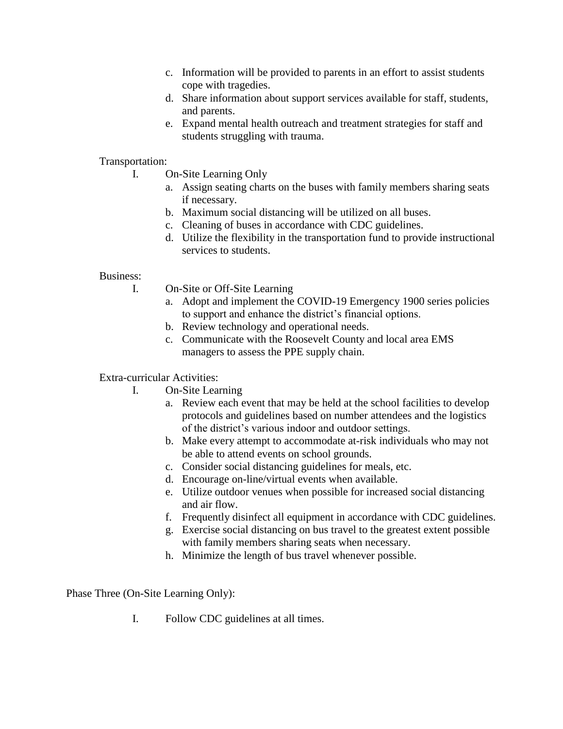c. Information will be provided to parents in an effort to assist students cope with tragedies.
d. Share information about support services available for staff, students, and parents.
e. Expand mental health outreach and treatment strategies for staff and students struggling with trauma.

Transportation:

I. On-Site Learning Only
   a. Assign seating charts on the buses with family members sharing seats if necessary.
   b. Maximum social distancing will be utilized on all buses.
   c. Cleaning of buses in accordance with CDC guidelines.
   d. Utilize the flexibility in the transportation fund to provide instructional services to students.

Business:

I. On-Site or Off-Site Learning
   a. Adopt and implement the COVID-19 Emergency 1900 series policies to support and enhance the district's financial options.
   b. Review technology and operational needs.
   c. Communicate with the Roosevelt County and local area EMS managers to assess the PPE supply chain.

Extra-curricular Activities:

I. On-Site Learning
   a. Review each event that may be held at the school facilities to develop protocols and guidelines based on number attendees and the logistics of the district's various indoor and outdoor settings.
   b. Make every attempt to accommodate at-risk individuals who may not be able to attend events on school grounds.
   c. Consider social distancing guidelines for meals, etc.
   d. Encourage on-line/virtual events when available.
   e. Utilize outdoor venues when possible for increased social distancing and air flow.
   f. Frequently disinfect all equipment in accordance with CDC guidelines.
   g. Exercise social distancing on bus travel to the greatest extent possible with family members sharing seats when necessary.
   h. Minimize the length of bus travel whenever possible.

Phase Three (On-Site Learning Only):

I. Follow CDC guidelines at all times.